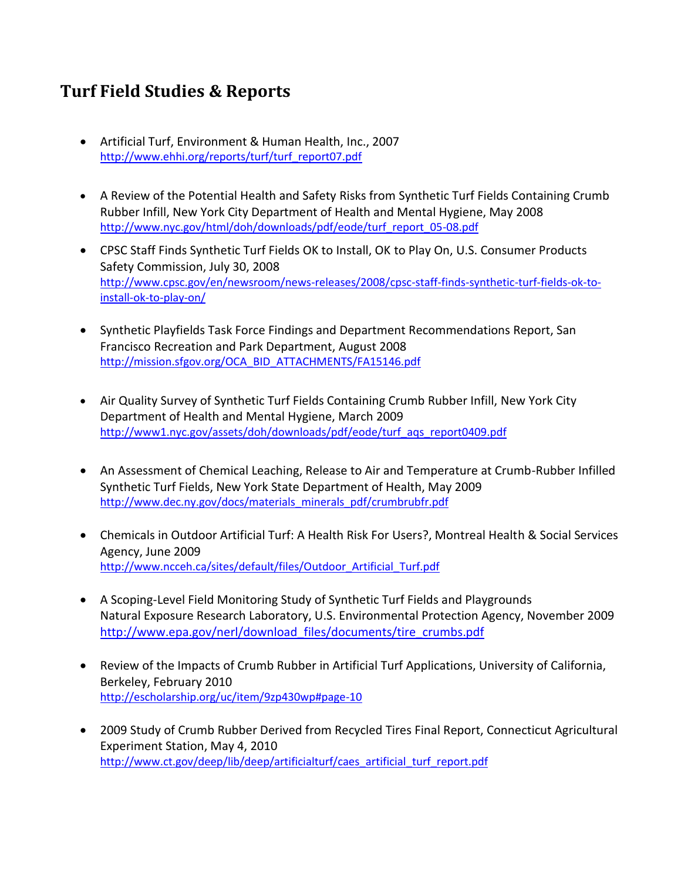# Turf Field Studies & Reports

- Artificial Turf, Environment & Human Health, Inc., 2007
  http://www.ehhi.org/reports/turf/turf_report07.pdf

- A Review of the Potential Health and Safety Risks from Synthetic Turf Fields Containing Crumb Rubber Infill, New York City Department of Health and Mental Hygiene, May 2008
  http://www.nyc.gov/html/doh/downloads/pdf/eode/turf_report_05-08.pdf

- CPSC Staff Finds Synthetic Turf Fields OK to Install, OK to Play On, U.S. Consumer Products Safety Commission, July 30, 2008
  http://www.cpsc.gov/en/newsroom/news-releases/2008/cpsc-staff-finds-synthetic-turf-fields-ok-to-install-ok-to-play-on/

- Synthetic Playfields Task Force Findings and Department Recommendations Report, San Francisco Recreation and Park Department, August 2008
  http://mission.sfgov.org/OCA_BID_ATTACHMENTS/FA15146.pdf

- Air Quality Survey of Synthetic Turf Fields Containing Crumb Rubber Infill, New York City Department of Health and Mental Hygiene, March 2009
  http://www1.nyc.gov/assets/doh/downloads/pdf/eode/turf_aqs_report0409.pdf

- An Assessment of Chemical Leaching, Release to Air and Temperature at Crumb-Rubber Infilled Synthetic Turf Fields, New York State Department of Health, May 2009
  http://www.dec.ny.gov/docs/materials_minerals_pdf/crumbrubfr.pdf

- Chemicals in Outdoor Artificial Turf: A Health Risk For Users?, Montreal Health & Social Services Agency, June 2009
  http://www.ncceh.ca/sites/default/files/Outdoor_Artificial_Turf.pdf

- A Scoping-Level Field Monitoring Study of Synthetic Turf Fields and Playgrounds Natural Exposure Research Laboratory, U.S. Environmental Protection Agency, November 2009
  http://www.epa.gov/nerl/download_files/documents/tire_crumbs.pdf

- Review of the Impacts of Crumb Rubber in Artificial Turf Applications, University of California, Berkeley, February 2010
  http://escholarship.org/uc/item/9zp430wp#page-10

- 2009 Study of Crumb Rubber Derived from Recycled Tires Final Report, Connecticut Agricultural Experiment Station, May 4, 2010
  http://www.ct.gov/deep/lib/deep/artificialturf/caes_artificial_turf_report.pdf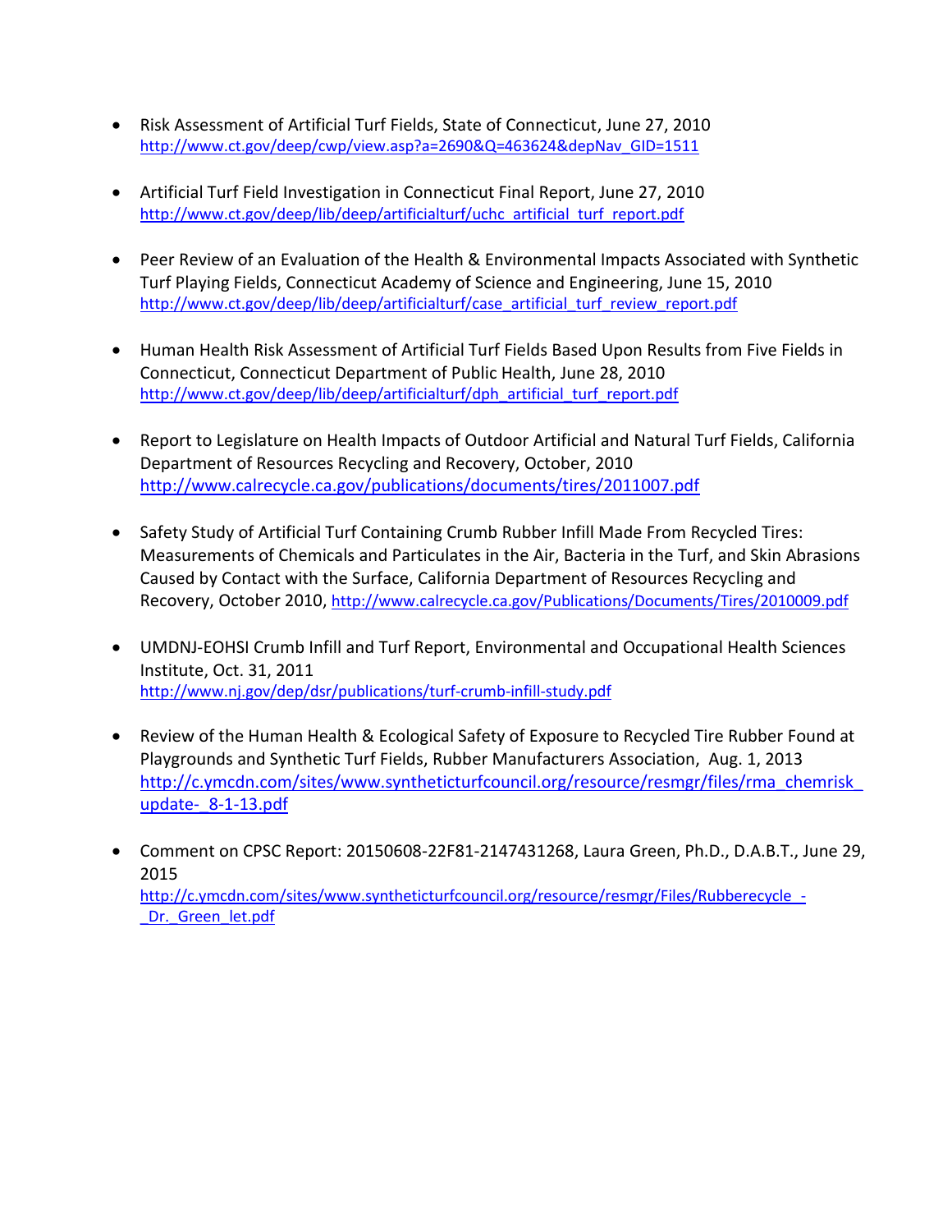- Risk Assessment of Artificial Turf Fields, State of Connecticut, June 27, 2010
  http://www.ct.gov/deep/cwp/view.asp?a=2690&Q=463624&depNav_GID=1511

- Artificial Turf Field Investigation in Connecticut Final Report, June 27, 2010
  http://www.ct.gov/deep/lib/deep/artificialturf/uchc_artificial_turf_report.pdf

- Peer Review of an Evaluation of the Health & Environmental Impacts Associated with Synthetic Turf Playing Fields, Connecticut Academy of Science and Engineering, June 15, 2010
  http://www.ct.gov/deep/lib/deep/artificialturf/case_artificial_turf_review_report.pdf

- Human Health Risk Assessment of Artificial Turf Fields Based Upon Results from Five Fields in Connecticut, Connecticut Department of Public Health, June 28, 2010
  http://www.ct.gov/deep/lib/deep/artificialturf/dph_artificial_turf_report.pdf

- Report to Legislature on Health Impacts of Outdoor Artificial and Natural Turf Fields, California Department of Resources Recycling and Recovery, October, 2010
  http://www.calrecycle.ca.gov/publications/documents/tires/2011007.pdf

- Safety Study of Artificial Turf Containing Crumb Rubber Infill Made From Recycled Tires: Measurements of Chemicals and Particulates in the Air, Bacteria in the Turf, and Skin Abrasions Caused by Contact with the Surface, California Department of Resources Recycling and Recovery, October 2010, http://www.calrecycle.ca.gov/Publications/Documents/Tires/2010009.pdf

- UMDNJ-EOHSI Crumb Infill and Turf Report, Environmental and Occupational Health Sciences Institute, Oct. 31, 2011
  http://www.nj.gov/dep/dsr/publications/turf-crumb-infill-study.pdf

- Review of the Human Health & Ecological Safety of Exposure to Recycled Tire Rubber Found at Playgrounds and Synthetic Turf Fields, Rubber Manufacturers Association, Aug. 1, 2013
  http://c.ymcdn.com/sites/www.syntheticturfcouncil.org/resource/resmgr/files/rma_chemrisk_update-_8-1-13.pdf

- Comment on CPSC Report: 20150608-22F81-2147431268, Laura Green, Ph.D., D.A.B.T., June 29, 2015
  http://c.ymcdn.com/sites/www.syntheticturfcouncil.org/resource/resmgr/Files/Rubberecycle_-_Dr._Green_let.pdf